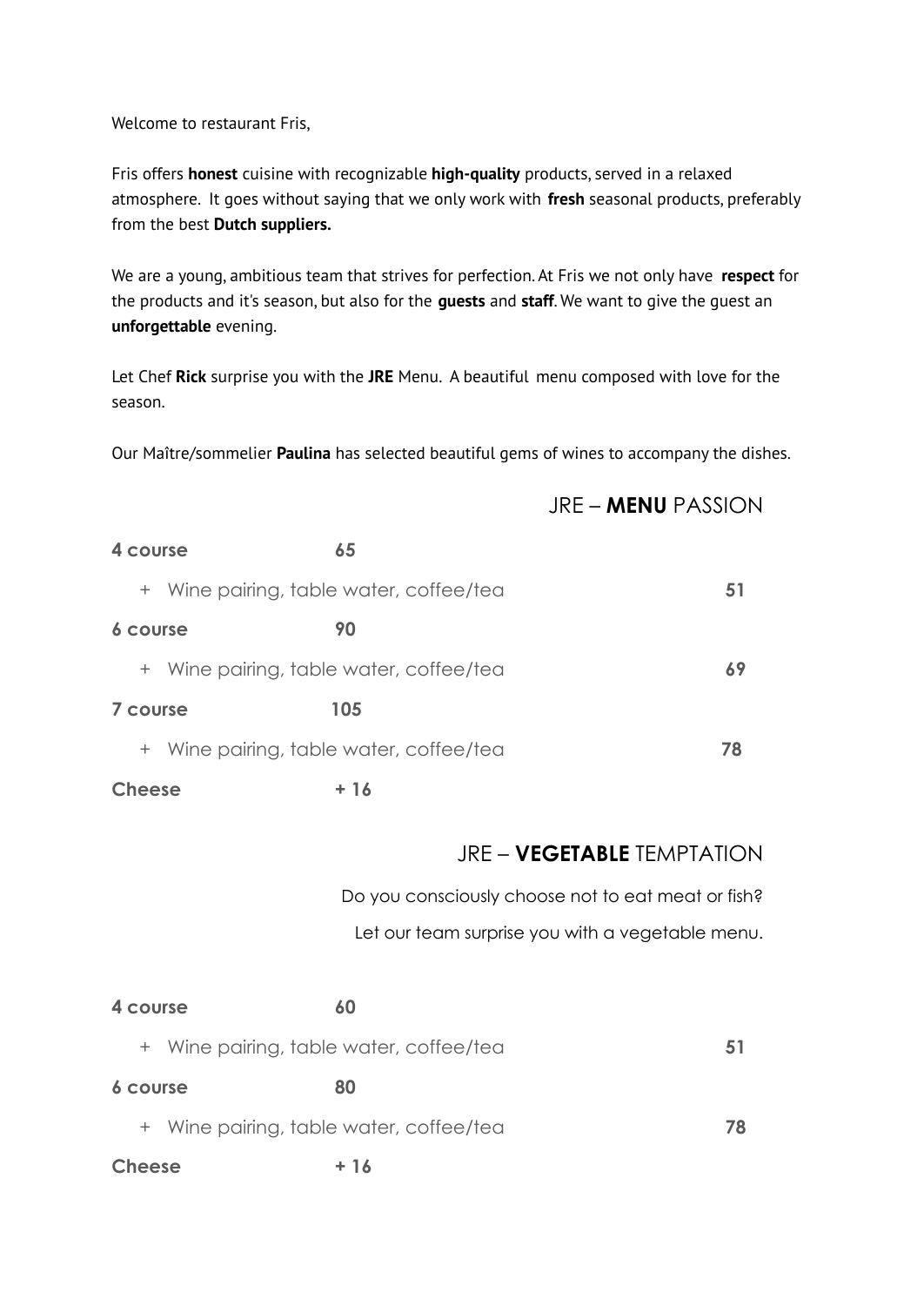Welcome to restaurant Fris,

Fris offers **honest** cuisine with recognizable **high-quality** products, served in a relaxed atmosphere. It goes without saying that we only work with **fresh** seasonal products, preferably from the best **Dutch suppliers.**

We are a young, ambitious team that strives for perfection. At Fris we not only have **respect** for the products and it's season, but also for the **guests** and **staff**. We want to give the guest an **unforgettable** evening.

Let Chef **Rick** surprise you with the **JRE** Menu. A beautiful menu composed with love for the season.

Our Maître/sommelier **Paulina** has selected beautiful gems of wines to accompany the dishes.

## JRE – **MENU** PASSION

| | | |
|---|---|---|
| **4 course** | **65** | |
| + Wine pairing, table water, coffee/tea | | **51** |
| **6 course** | **90** | |
| + Wine pairing, table water, coffee/tea | | **69** |
| **7 course** | **105** | |
| + Wine pairing, table water, coffee/tea | | **78** |
| **Cheese** | **+ 16** | |

## JRE – **VEGETABLE** TEMPTATION

Do you consciously choose not to eat meat or fish?

Let our team surprise you with a vegetable menu.

| | | |
|---|---|---|
| **4 course** | **60** | |
| + Wine pairing, table water, coffee/tea | | **51** |
| **6 course** | **80** | |
| + Wine pairing, table water, coffee/tea | | **78** |
| **Cheese** | **+ 16** | |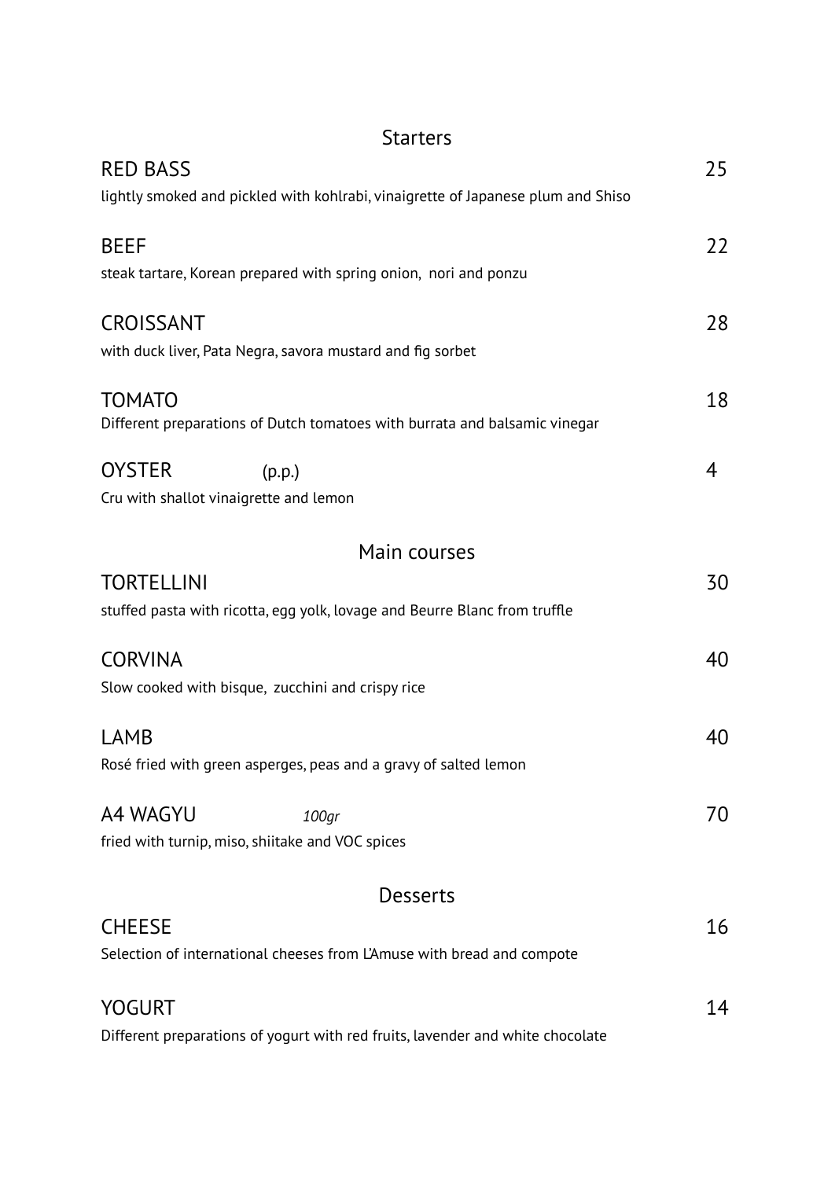## Starters

**RED BASS** — 25
lightly smoked and pickled with kohlrabi, vinaigrette of Japanese plum and Shiso

**BEEF** — 22
steak tartare, Korean prepared with spring onion, nori and ponzu

**CROISSANT** — 28
with duck liver, Pata Negra, savora mustard and fig sorbet

**TOMATO** — 18
Different preparations of Dutch tomatoes with burrata and balsamic vinegar

**OYSTER** (p.p.) — 4
Cru with shallot vinaigrette and lemon

## Main courses

**TORTELLINI** — 30
stuffed pasta with ricotta, egg yolk, lovage and Beurre Blanc from truffle

**CORVINA** — 40
Slow cooked with bisque, zucchini and crispy rice

**LAMB** — 40
Rosé fried with green asperges, peas and a gravy of salted lemon

**A4 WAGYU** *100gr* — 70
fried with turnip, miso, shiitake and VOC spices

## Desserts

**CHEESE** — 16
Selection of international cheeses from L'Amuse with bread and compote

**YOGURT** — 14
Different preparations of yogurt with red fruits, lavender and white chocolate